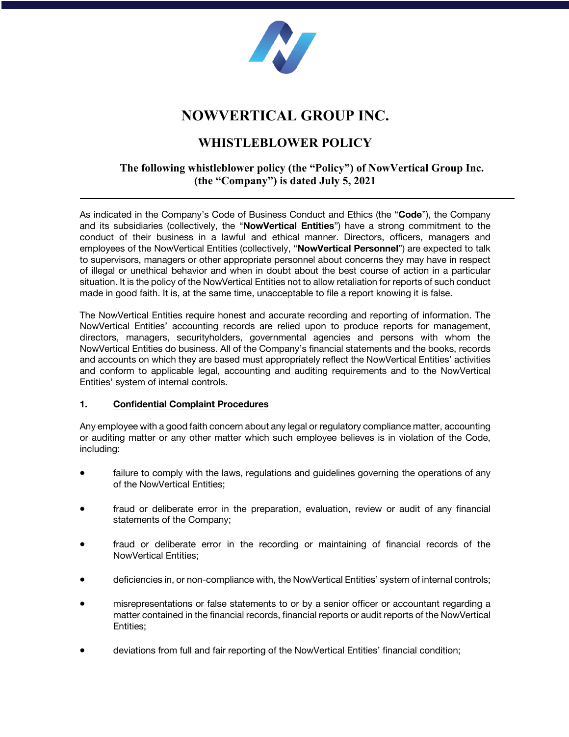# NOWVERTICAL GROUP INC.

## WHISTLEBLOWER POLICY

**The following whistleblower policy (the "Policy") of NowVertical Group Inc. (the "Company") is dated July 5, 2021**

---

As indicated in the Company's Code of Business Conduct and Ethics (the "**Code**"), the Company and its subsidiaries (collectively, the "**NowVertical Entities**") have a strong commitment to the conduct of their business in a lawful and ethical manner. Directors, officers, managers and employees of the NowVertical Entities (collectively, "**NowVertical Personnel**") are expected to talk to supervisors, managers or other appropriate personnel about concerns they may have in respect of illegal or unethical behavior and when in doubt about the best course of action in a particular situation. It is the policy of the NowVertical Entities not to allow retaliation for reports of such conduct made in good faith. It is, at the same time, unacceptable to file a report knowing it is false.

The NowVertical Entities require honest and accurate recording and reporting of information. The NowVertical Entities' accounting records are relied upon to produce reports for management, directors, managers, securityholders, governmental agencies and persons with whom the NowVertical Entities do business. All of the Company's financial statements and the books, records and accounts on which they are based must appropriately reflect the NowVertical Entities' activities and conform to applicable legal, accounting and auditing requirements and to the NowVertical Entities' system of internal controls.

### 1. Confidential Complaint Procedures

Any employee with a good faith concern about any legal or regulatory compliance matter, accounting or auditing matter or any other matter which such employee believes is in violation of the Code, including:

- failure to comply with the laws, regulations and guidelines governing the operations of any of the NowVertical Entities;
- fraud or deliberate error in the preparation, evaluation, review or audit of any financial statements of the Company;
- fraud or deliberate error in the recording or maintaining of financial records of the NowVertical Entities;
- deficiencies in, or non-compliance with, the NowVertical Entities' system of internal controls;
- misrepresentations or false statements to or by a senior officer or accountant regarding a matter contained in the financial records, financial reports or audit reports of the NowVertical Entities;
- deviations from full and fair reporting of the NowVertical Entities' financial condition;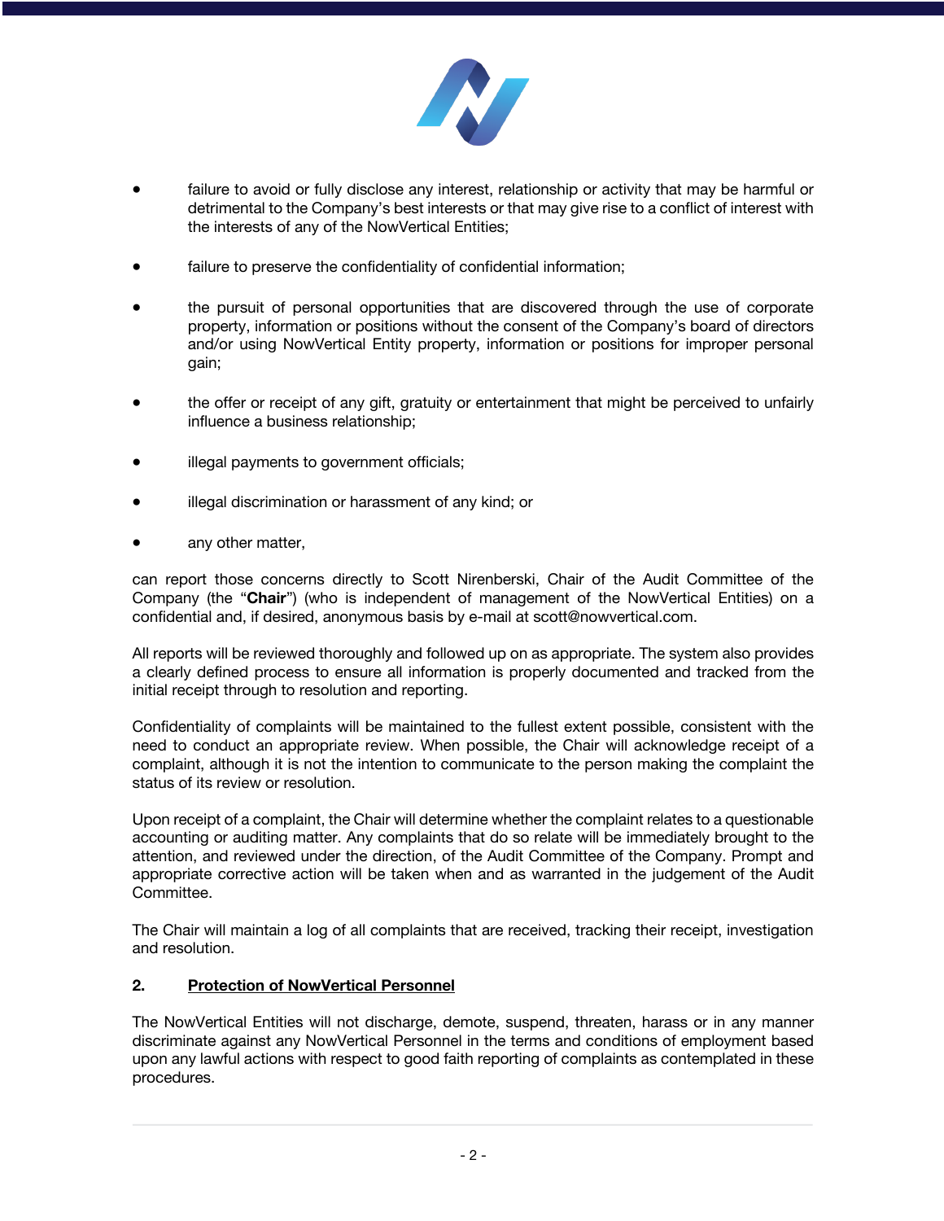- failure to avoid or fully disclose any interest, relationship or activity that may be harmful or detrimental to the Company's best interests or that may give rise to a conflict of interest with the interests of any of the NowVertical Entities;

- failure to preserve the confidentiality of confidential information;

- the pursuit of personal opportunities that are discovered through the use of corporate property, information or positions without the consent of the Company's board of directors and/or using NowVertical Entity property, information or positions for improper personal gain;

- the offer or receipt of any gift, gratuity or entertainment that might be perceived to unfairly influence a business relationship;

- illegal payments to government officials;

- illegal discrimination or harassment of any kind; or

- any other matter,

can report those concerns directly to Scott Nirenberski, Chair of the Audit Committee of the Company (the "**Chair**") (who is independent of management of the NowVertical Entities) on a confidential and, if desired, anonymous basis by e-mail at scott@nowvertical.com.

All reports will be reviewed thoroughly and followed up on as appropriate. The system also provides a clearly defined process to ensure all information is properly documented and tracked from the initial receipt through to resolution and reporting.

Confidentiality of complaints will be maintained to the fullest extent possible, consistent with the need to conduct an appropriate review. When possible, the Chair will acknowledge receipt of a complaint, although it is not the intention to communicate to the person making the complaint the status of its review or resolution.

Upon receipt of a complaint, the Chair will determine whether the complaint relates to a questionable accounting or auditing matter. Any complaints that do so relate will be immediately brought to the attention, and reviewed under the direction, of the Audit Committee of the Company. Prompt and appropriate corrective action will be taken when and as warranted in the judgement of the Audit Committee.

The Chair will maintain a log of all complaints that are received, tracking their receipt, investigation and resolution.

## 2. Protection of NowVertical Personnel

The NowVertical Entities will not discharge, demote, suspend, threaten, harass or in any manner discriminate against any NowVertical Personnel in the terms and conditions of employment based upon any lawful actions with respect to good faith reporting of complaints as contemplated in these procedures.